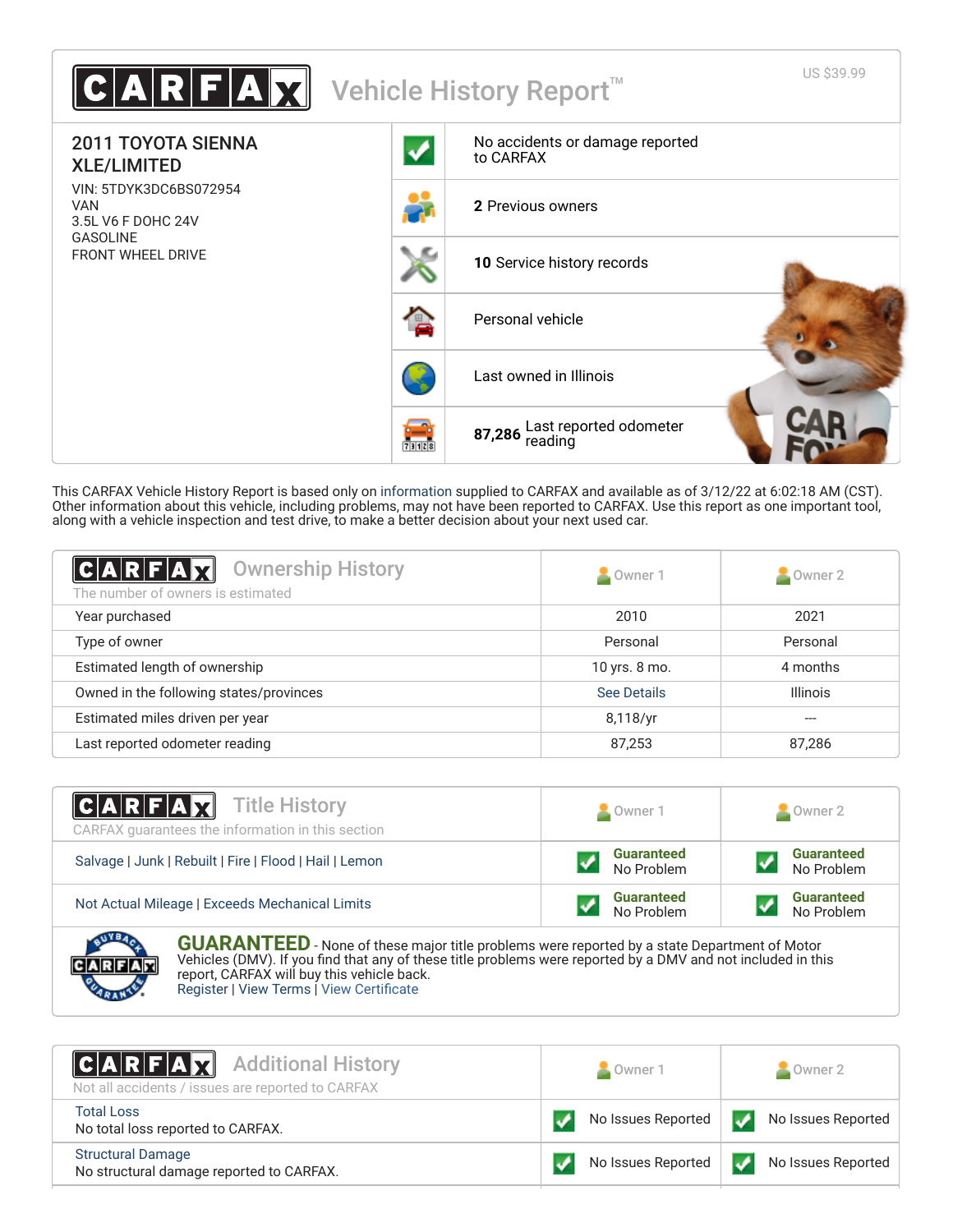# CARFAX Vehicle History Report™

US $39.99

**2011 TOYOTA SIENNA XLE/LIMITED**

VIN: 5TDYK3DC6BS072954
VAN
3.5L V6 F DOHC 24V
GASOLINE
FRONT WHEEL DRIVE

- No accidents or damage reported to CARFAX
- **2** Previous owners
- **10** Service history records
- Personal vehicle
- Last owned in Illinois
- **87,286** Last reported odometer reading

This CARFAX Vehicle History Report is based only on information supplied to CARFAX and available as of 3/12/22 at 6:02:18 AM (CST). Other information about this vehicle, including problems, may not have been reported to CARFAX. Use this report as one important tool, along with a vehicle inspection and test drive, to make a better decision about your next used car.

## Ownership History

The number of owners is estimated

| | Owner 1 | Owner 2 |
|---|---|---|
| Year purchased | 2010 | 2021 |
| Type of owner | Personal | Personal |
| Estimated length of ownership | 10 yrs. 8 mo. | 4 months |
| Owned in the following states/provinces | See Details | Illinois |
| Estimated miles driven per year | 8,118/yr | --- |
| Last reported odometer reading | 87,253 | 87,286 |

## Title History

CARFAX guarantees the information in this section

| | Owner 1 | Owner 2 |
|---|---|---|
| Salvage \| Junk \| Rebuilt \| Fire \| Flood \| Hail \| Lemon | Guaranteed No Problem | Guaranteed No Problem |
| Not Actual Mileage \| Exceeds Mechanical Limits | Guaranteed No Problem | Guaranteed No Problem |

**GUARANTEED** - None of these major title problems were reported by a state Department of Motor Vehicles (DMV). If you find that any of these title problems were reported by a DMV and not included in this report, CARFAX will buy this vehicle back.
Register | View Terms | View Certificate

## Additional History

Not all accidents / issues are reported to CARFAX

| | Owner 1 | Owner 2 |
|---|---|---|
| Total Loss<br>No total loss reported to CARFAX. | No Issues Reported | No Issues Reported |
| Structural Damage<br>No structural damage reported to CARFAX. | No Issues Reported | No Issues Reported |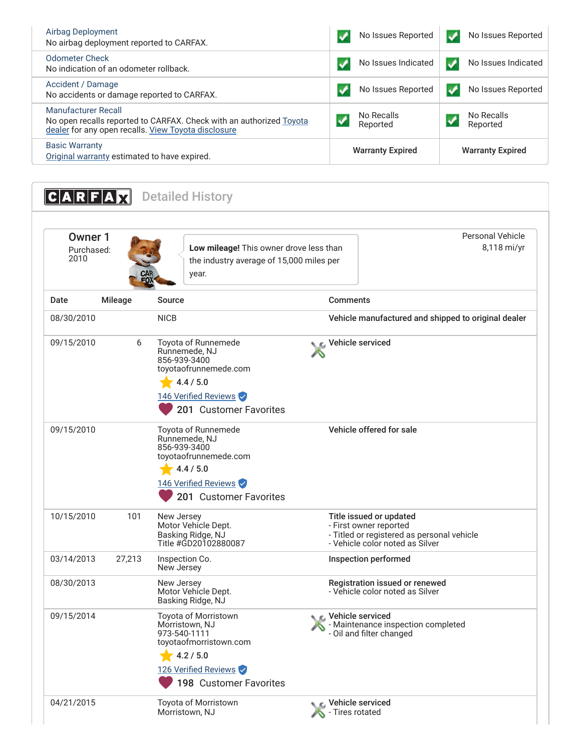| | | |
|---|---|---|
| Airbag Deployment<br>No airbag deployment reported to CARFAX. | No Issues Reported | No Issues Reported |
| Odometer Check<br>No indication of an odometer rollback. | No Issues Indicated | No Issues Indicated |
| Accident / Damage<br>No accidents or damage reported to CARFAX. | No Issues Reported | No Issues Reported |
| Manufacturer Recall<br>No open recalls reported to CARFAX. Check with an authorized Toyota dealer for any open recalls. View Toyota disclosure | No Recalls Reported | No Recalls Reported |
| Basic Warranty<br>Original warranty estimated to have expired. | Warranty Expired | Warranty Expired |

## CARFAX Detailed History

### Owner 1

Purchased: 2010

**Low mileage!** This owner drove less than the industry average of 15,000 miles per year.

Personal Vehicle
8,118 mi/yr

| Date | Mileage | Source | Comments |
|---|---|---|---|
| 08/30/2010 | | NICB | **Vehicle manufactured and shipped to original dealer** |
| 09/15/2010 | 6 | Toyota of Runnemede<br>Runnemede, NJ<br>856-939-3400<br>toyotaofrunnemede.com<br>4.4 / 5.0<br>146 Verified Reviews<br>201 Customer Favorites | **Vehicle serviced** |
| 09/15/2010 | | Toyota of Runnemede<br>Runnemede, NJ<br>856-939-3400<br>toyotaofrunnemede.com<br>4.4 / 5.0<br>146 Verified Reviews<br>201 Customer Favorites | **Vehicle offered for sale** |
| 10/15/2010 | 101 | New Jersey<br>Motor Vehicle Dept.<br>Basking Ridge, NJ<br>Title #GD20102880087 | **Title issued or updated**<br>- First owner reported<br>- Titled or registered as personal vehicle<br>- Vehicle color noted as Silver |
| 03/14/2013 | 27,213 | Inspection Co.<br>New Jersey | **Inspection performed** |
| 08/30/2013 | | New Jersey<br>Motor Vehicle Dept.<br>Basking Ridge, NJ | **Registration issued or renewed**<br>- Vehicle color noted as Silver |
| 09/15/2014 | | Toyota of Morristown<br>Morristown, NJ<br>973-540-1111<br>toyotaofmorristown.com<br>4.2 / 5.0<br>126 Verified Reviews<br>198 Customer Favorites | **Vehicle serviced**<br>- Maintenance inspection completed<br>- Oil and filter changed |
| 04/21/2015 | | Toyota of Morristown<br>Morristown, NJ | **Vehicle serviced**<br>- Tires rotated |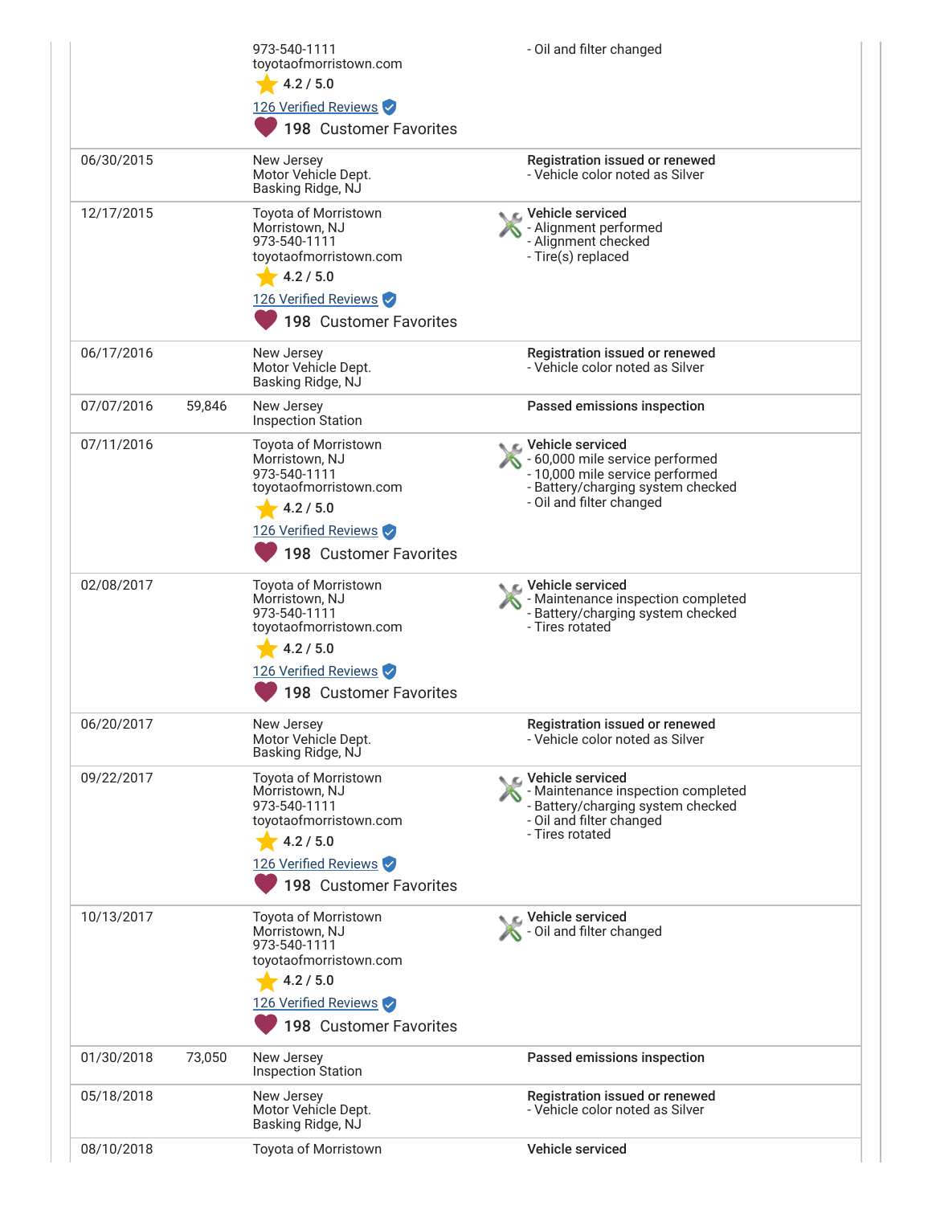| | | | |
|---|---|---|---|
| | | 973-540-1111<br>toyotaofmorristown.com<br>4.2 / 5.0<br>126 Verified Reviews<br>198 Customer Favorites | - Oil and filter changed |
| 06/30/2015 | | New Jersey<br>Motor Vehicle Dept.<br>Basking Ridge, NJ | **Registration issued or renewed**<br>- Vehicle color noted as Silver |
| 12/17/2015 | | Toyota of Morristown<br>Morristown, NJ<br>973-540-1111<br>toyotaofmorristown.com<br>4.2 / 5.0<br>126 Verified Reviews<br>198 Customer Favorites | **Vehicle serviced**<br>- Alignment performed<br>- Alignment checked<br>- Tire(s) replaced |
| 06/17/2016 | | New Jersey<br>Motor Vehicle Dept.<br>Basking Ridge, NJ | **Registration issued or renewed**<br>- Vehicle color noted as Silver |
| 07/07/2016 | 59,846 | New Jersey<br>Inspection Station | **Passed emissions inspection** |
| 07/11/2016 | | Toyota of Morristown<br>Morristown, NJ<br>973-540-1111<br>toyotaofmorristown.com<br>4.2 / 5.0<br>126 Verified Reviews<br>198 Customer Favorites | **Vehicle serviced**<br>- 60,000 mile service performed<br>- 10,000 mile service performed<br>- Battery/charging system checked<br>- Oil and filter changed |
| 02/08/2017 | | Toyota of Morristown<br>Morristown, NJ<br>973-540-1111<br>toyotaofmorristown.com<br>4.2 / 5.0<br>126 Verified Reviews<br>198 Customer Favorites | **Vehicle serviced**<br>- Maintenance inspection completed<br>- Battery/charging system checked<br>- Tires rotated |
| 06/20/2017 | | New Jersey<br>Motor Vehicle Dept.<br>Basking Ridge, NJ | **Registration issued or renewed**<br>- Vehicle color noted as Silver |
| 09/22/2017 | | Toyota of Morristown<br>Morristown, NJ<br>973-540-1111<br>toyotaofmorristown.com<br>4.2 / 5.0<br>126 Verified Reviews<br>198 Customer Favorites | **Vehicle serviced**<br>- Maintenance inspection completed<br>- Battery/charging system checked<br>- Oil and filter changed<br>- Tires rotated |
| 10/13/2017 | | Toyota of Morristown<br>Morristown, NJ<br>973-540-1111<br>toyotaofmorristown.com<br>4.2 / 5.0<br>126 Verified Reviews<br>198 Customer Favorites | **Vehicle serviced**<br>- Oil and filter changed |
| 01/30/2018 | 73,050 | New Jersey<br>Inspection Station | **Passed emissions inspection** |
| 05/18/2018 | | New Jersey<br>Motor Vehicle Dept.<br>Basking Ridge, NJ | **Registration issued or renewed**<br>- Vehicle color noted as Silver |
| 08/10/2018 | | Toyota of Morristown | **Vehicle serviced** |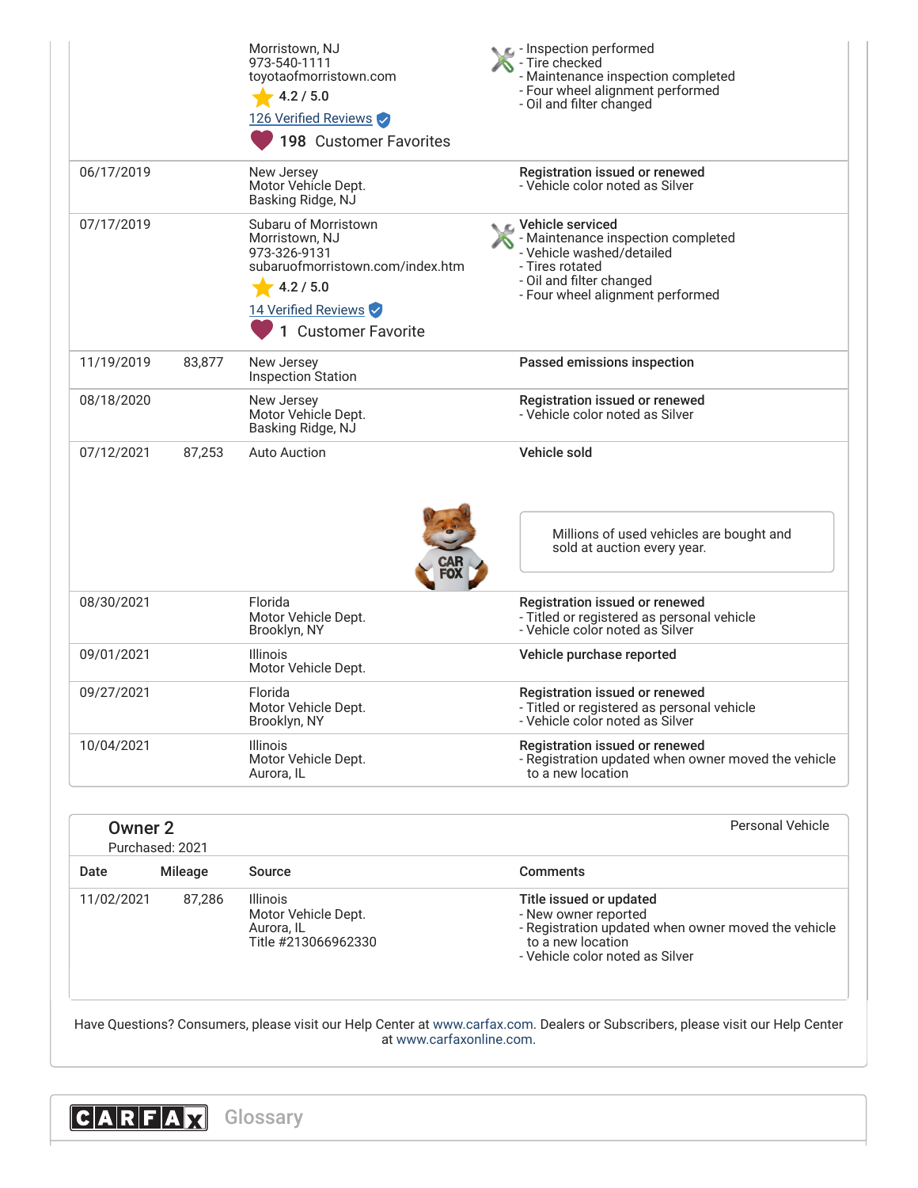| Date | Mileage | Source | Comments |
|---|---|---|---|
| | | Morristown, NJ<br>973-540-1111<br>toyotaofmorristown.com<br>4.2 / 5.0<br>126 Verified Reviews<br>198 Customer Favorites | - Inspection performed<br>- Tire checked<br>- Maintenance inspection completed<br>- Four wheel alignment performed<br>- Oil and filter changed |
| 06/17/2019 | | New Jersey<br>Motor Vehicle Dept.<br>Basking Ridge, NJ | **Registration issued or renewed**<br>- Vehicle color noted as Silver |
| 07/17/2019 | | Subaru of Morristown<br>Morristown, NJ<br>973-326-9131<br>subaruofmorristown.com/index.htm<br>4.2 / 5.0<br>14 Verified Reviews<br>1 Customer Favorite | **Vehicle serviced**<br>- Maintenance inspection completed<br>- Vehicle washed/detailed<br>- Tires rotated<br>- Oil and filter changed<br>- Four wheel alignment performed |
| 11/19/2019 | 83,877 | New Jersey<br>Inspection Station | **Passed emissions inspection** |
| 08/18/2020 | | New Jersey<br>Motor Vehicle Dept.<br>Basking Ridge, NJ | **Registration issued or renewed**<br>- Vehicle color noted as Silver |
| 07/12/2021 | 87,253 | Auto Auction | **Vehicle sold**<br>Millions of used vehicles are bought and sold at auction every year. |
| 08/30/2021 | | Florida<br>Motor Vehicle Dept.<br>Brooklyn, NY | **Registration issued or renewed**<br>- Titled or registered as personal vehicle<br>- Vehicle color noted as Silver |
| 09/01/2021 | | Illinois<br>Motor Vehicle Dept. | **Vehicle purchase reported** |
| 09/27/2021 | | Florida<br>Motor Vehicle Dept.<br>Brooklyn, NY | **Registration issued or renewed**<br>- Titled or registered as personal vehicle<br>- Vehicle color noted as Silver |
| 10/04/2021 | | Illinois<br>Motor Vehicle Dept.<br>Aurora, IL | **Registration issued or renewed**<br>- Registration updated when owner moved the vehicle to a new location |

## Owner 2

Purchased: 2021

Personal Vehicle

| Date | Mileage | Source | Comments |
|---|---|---|---|
| 11/02/2021 | 87,286 | Illinois<br>Motor Vehicle Dept.<br>Aurora, IL<br>Title #213066962330 | **Title issued or updated**<br>- New owner reported<br>- Registration updated when owner moved the vehicle to a new location<br>- Vehicle color noted as Silver |

Have Questions? Consumers, please visit our Help Center at www.carfax.com. Dealers or Subscribers, please visit our Help Center at www.carfaxonline.com.

## CARFAX Glossary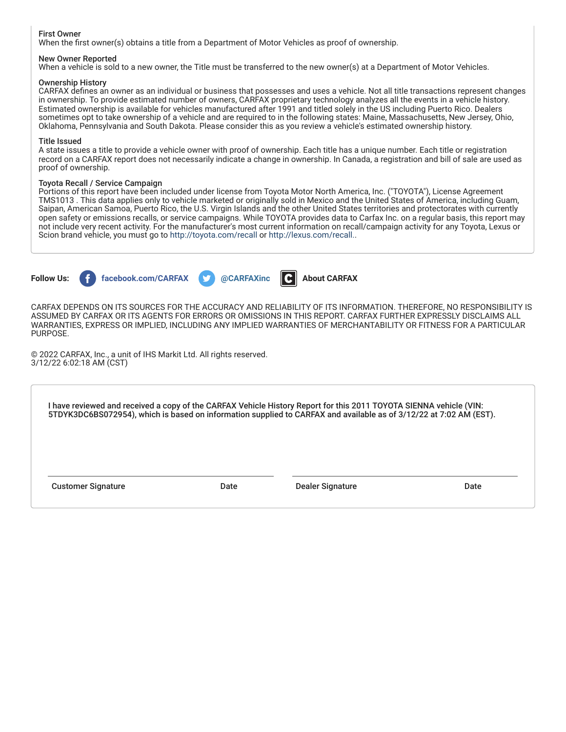**First Owner**
When the first owner(s) obtains a title from a Department of Motor Vehicles as proof of ownership.

**New Owner Reported**
When a vehicle is sold to a new owner, the Title must be transferred to the new owner(s) at a Department of Motor Vehicles.

**Ownership History**
CARFAX defines an owner as an individual or business that possesses and uses a vehicle. Not all title transactions represent changes in ownership. To provide estimated number of owners, CARFAX proprietary technology analyzes all the events in a vehicle history. Estimated ownership is available for vehicles manufactured after 1991 and titled solely in the US including Puerto Rico. Dealers sometimes opt to take ownership of a vehicle and are required to in the following states: Maine, Massachusetts, New Jersey, Ohio, Oklahoma, Pennsylvania and South Dakota. Please consider this as you review a vehicle's estimated ownership history.

**Title Issued**
A state issues a title to provide a vehicle owner with proof of ownership. Each title has a unique number. Each title or registration record on a CARFAX report does not necessarily indicate a change in ownership. In Canada, a registration and bill of sale are used as proof of ownership.

**Toyota Recall / Service Campaign**
Portions of this report have been included under license from Toyota Motor North America, Inc. ("TOYOTA"), License Agreement TMS1013 . This data applies only to vehicle marketed or originally sold in Mexico and the United States of America, including Guam, Saipan, American Samoa, Puerto Rico, the U.S. Virgin Islands and the other United States territories and protectorates with currently open safety or emissions recalls, or service campaigns. While TOYOTA provides data to Carfax Inc. on a regular basis, this report may not include very recent activity. For the manufacturer's most current information on recall/campaign activity for any Toyota, Lexus or Scion brand vehicle, you must go to http://toyota.com/recall or http://lexus.com/recall..

**Follow Us:** facebook.com/CARFAX @CARFAXinc About CARFAX

CARFAX DEPENDS ON ITS SOURCES FOR THE ACCURACY AND RELIABILITY OF ITS INFORMATION. THEREFORE, NO RESPONSIBILITY IS ASSUMED BY CARFAX OR ITS AGENTS FOR ERRORS OR OMISSIONS IN THIS REPORT. CARFAX FURTHER EXPRESSLY DISCLAIMS ALL WARRANTIES, EXPRESS OR IMPLIED, INCLUDING ANY IMPLIED WARRANTIES OF MERCHANTABILITY OR FITNESS FOR A PARTICULAR PURPOSE.

© 2022 CARFAX, Inc., a unit of IHS Markit Ltd. All rights reserved.
3/12/22 6:02:18 AM (CST)

**I have reviewed and received a copy of the CARFAX Vehicle History Report for this 2011 TOYOTA SIENNA vehicle (VIN: 5TDYK3DC6BS072954), which is based on information supplied to CARFAX and available as of 3/12/22 at 7:02 AM (EST).**

**Customer Signature** **Date** **Dealer Signature** **Date**